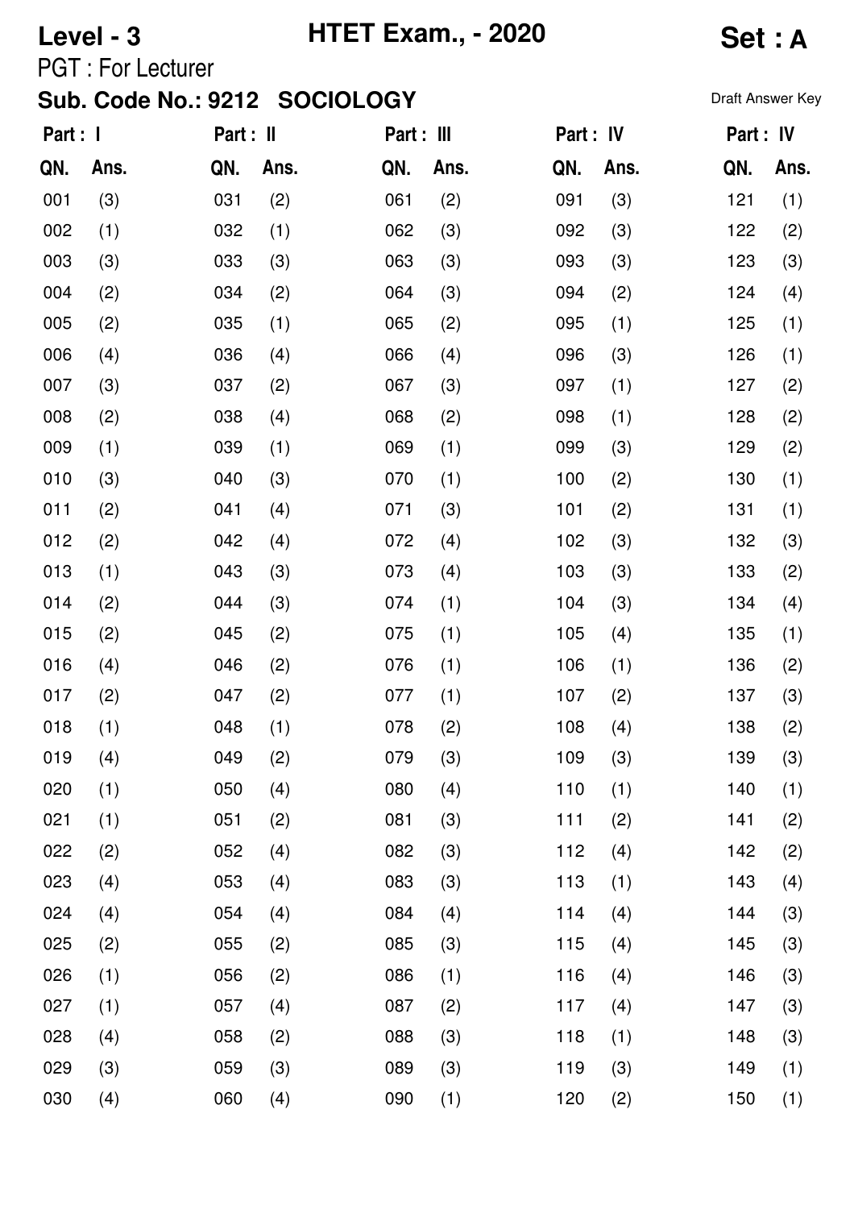**Level - 3** | **HTET Exam., - 2020** | **Set : A**

PGT : For Lecturer

**Sub. Code No.: 9212 SOCIOLOGY**

Draft Answer Key

| Part : I | | Part : II | | Part : III | | Part : IV | | Part : IV | |
|---|---|---|---|---|---|---|---|---|---|
| **QN.** | **Ans.** | **QN.** | **Ans.** | **QN.** | **Ans.** | **QN.** | **Ans.** | **QN.** | **Ans.** |
| 001 | (3) | 031 | (2) | 061 | (2) | 091 | (3) | 121 | (1) |
| 002 | (1) | 032 | (1) | 062 | (3) | 092 | (3) | 122 | (2) |
| 003 | (3) | 033 | (3) | 063 | (3) | 093 | (3) | 123 | (3) |
| 004 | (2) | 034 | (2) | 064 | (3) | 094 | (2) | 124 | (4) |
| 005 | (2) | 035 | (1) | 065 | (2) | 095 | (1) | 125 | (1) |
| 006 | (4) | 036 | (4) | 066 | (4) | 096 | (3) | 126 | (1) |
| 007 | (3) | 037 | (2) | 067 | (3) | 097 | (1) | 127 | (2) |
| 008 | (2) | 038 | (4) | 068 | (2) | 098 | (1) | 128 | (2) |
| 009 | (1) | 039 | (1) | 069 | (1) | 099 | (3) | 129 | (2) |
| 010 | (3) | 040 | (3) | 070 | (1) | 100 | (2) | 130 | (1) |
| 011 | (2) | 041 | (4) | 071 | (3) | 101 | (2) | 131 | (1) |
| 012 | (2) | 042 | (4) | 072 | (4) | 102 | (3) | 132 | (3) |
| 013 | (1) | 043 | (3) | 073 | (4) | 103 | (3) | 133 | (2) |
| 014 | (2) | 044 | (3) | 074 | (1) | 104 | (3) | 134 | (4) |
| 015 | (2) | 045 | (2) | 075 | (1) | 105 | (4) | 135 | (1) |
| 016 | (4) | 046 | (2) | 076 | (1) | 106 | (1) | 136 | (2) |
| 017 | (2) | 047 | (2) | 077 | (1) | 107 | (2) | 137 | (3) |
| 018 | (1) | 048 | (1) | 078 | (2) | 108 | (4) | 138 | (2) |
| 019 | (4) | 049 | (2) | 079 | (3) | 109 | (3) | 139 | (3) |
| 020 | (1) | 050 | (4) | 080 | (4) | 110 | (1) | 140 | (1) |
| 021 | (1) | 051 | (2) | 081 | (3) | 111 | (2) | 141 | (2) |
| 022 | (2) | 052 | (4) | 082 | (3) | 112 | (4) | 142 | (2) |
| 023 | (4) | 053 | (4) | 083 | (3) | 113 | (1) | 143 | (4) |
| 024 | (4) | 054 | (4) | 084 | (4) | 114 | (4) | 144 | (3) |
| 025 | (2) | 055 | (2) | 085 | (3) | 115 | (4) | 145 | (3) |
| 026 | (1) | 056 | (2) | 086 | (1) | 116 | (4) | 146 | (3) |
| 027 | (1) | 057 | (4) | 087 | (2) | 117 | (4) | 147 | (3) |
| 028 | (4) | 058 | (2) | 088 | (3) | 118 | (1) | 148 | (3) |
| 029 | (3) | 059 | (3) | 089 | (3) | 119 | (3) | 149 | (1) |
| 030 | (4) | 060 | (4) | 090 | (1) | 120 | (2) | 150 | (1) |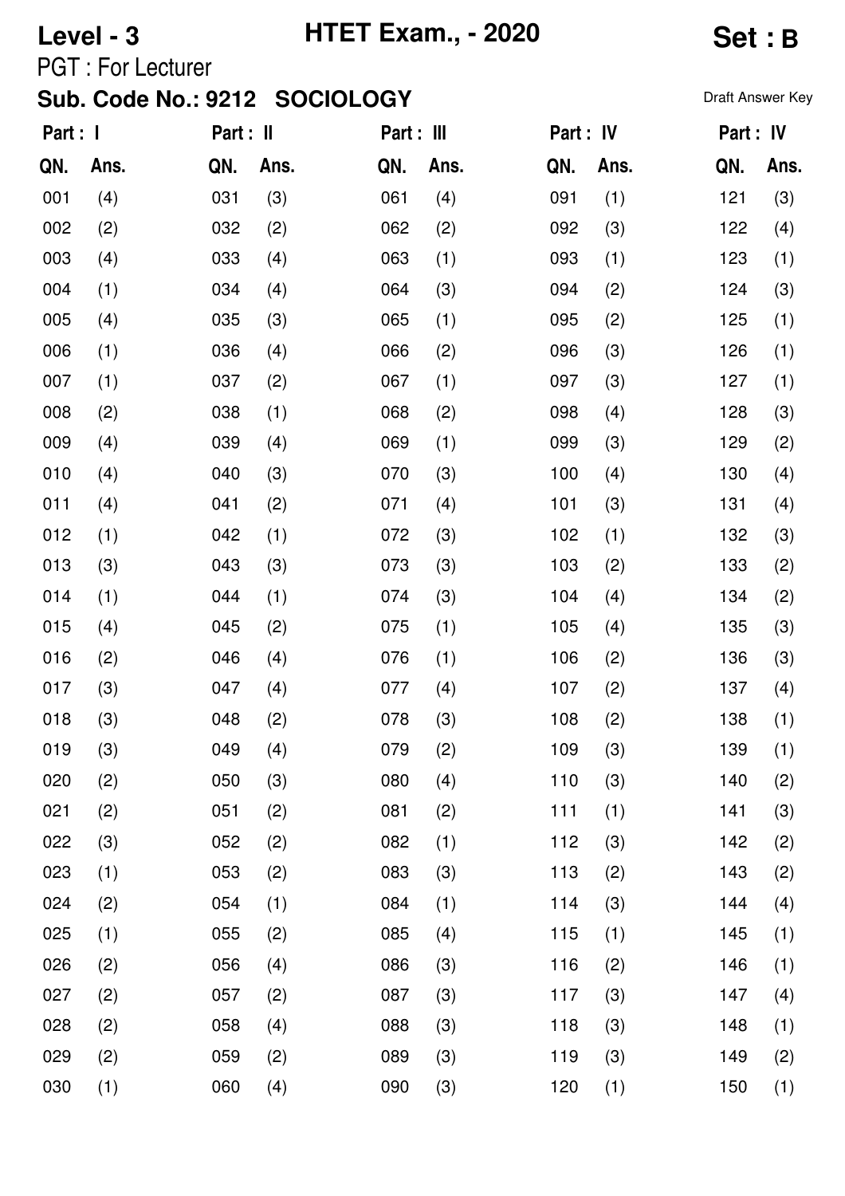**Level - 3** **HTET Exam., - 2020** **Set : B**

PGT : For Lecturer

**Sub. Code No.: 9212 SOCIOLOGY**

Draft Answer Key

| Part : I | | Part : II | | Part : III | | Part : IV | | Part : IV | |
|---|---|---|---|---|---|---|---|---|---|
| QN. | Ans. | QN. | Ans. | QN. | Ans. | QN. | Ans. | QN. | Ans. |
| 001 | (4) | 031 | (3) | 061 | (4) | 091 | (1) | 121 | (3) |
| 002 | (2) | 032 | (2) | 062 | (2) | 092 | (3) | 122 | (4) |
| 003 | (4) | 033 | (4) | 063 | (1) | 093 | (1) | 123 | (1) |
| 004 | (1) | 034 | (4) | 064 | (3) | 094 | (2) | 124 | (3) |
| 005 | (4) | 035 | (3) | 065 | (1) | 095 | (2) | 125 | (1) |
| 006 | (1) | 036 | (4) | 066 | (2) | 096 | (3) | 126 | (1) |
| 007 | (1) | 037 | (2) | 067 | (1) | 097 | (3) | 127 | (1) |
| 008 | (2) | 038 | (1) | 068 | (2) | 098 | (4) | 128 | (3) |
| 009 | (4) | 039 | (4) | 069 | (1) | 099 | (3) | 129 | (2) |
| 010 | (4) | 040 | (3) | 070 | (3) | 100 | (4) | 130 | (4) |
| 011 | (4) | 041 | (2) | 071 | (4) | 101 | (3) | 131 | (4) |
| 012 | (1) | 042 | (1) | 072 | (3) | 102 | (1) | 132 | (3) |
| 013 | (3) | 043 | (3) | 073 | (3) | 103 | (2) | 133 | (2) |
| 014 | (1) | 044 | (1) | 074 | (3) | 104 | (4) | 134 | (2) |
| 015 | (4) | 045 | (2) | 075 | (1) | 105 | (4) | 135 | (3) |
| 016 | (2) | 046 | (4) | 076 | (1) | 106 | (2) | 136 | (3) |
| 017 | (3) | 047 | (4) | 077 | (4) | 107 | (2) | 137 | (4) |
| 018 | (3) | 048 | (2) | 078 | (3) | 108 | (2) | 138 | (1) |
| 019 | (3) | 049 | (4) | 079 | (2) | 109 | (3) | 139 | (1) |
| 020 | (2) | 050 | (3) | 080 | (4) | 110 | (3) | 140 | (2) |
| 021 | (2) | 051 | (2) | 081 | (2) | 111 | (1) | 141 | (3) |
| 022 | (3) | 052 | (2) | 082 | (1) | 112 | (3) | 142 | (2) |
| 023 | (1) | 053 | (2) | 083 | (3) | 113 | (2) | 143 | (2) |
| 024 | (2) | 054 | (1) | 084 | (1) | 114 | (3) | 144 | (4) |
| 025 | (1) | 055 | (2) | 085 | (4) | 115 | (1) | 145 | (1) |
| 026 | (2) | 056 | (4) | 086 | (3) | 116 | (2) | 146 | (1) |
| 027 | (2) | 057 | (2) | 087 | (3) | 117 | (3) | 147 | (4) |
| 028 | (2) | 058 | (4) | 088 | (3) | 118 | (3) | 148 | (1) |
| 029 | (2) | 059 | (2) | 089 | (3) | 119 | (3) | 149 | (2) |
| 030 | (1) | 060 | (4) | 090 | (3) | 120 | (1) | 150 | (1) |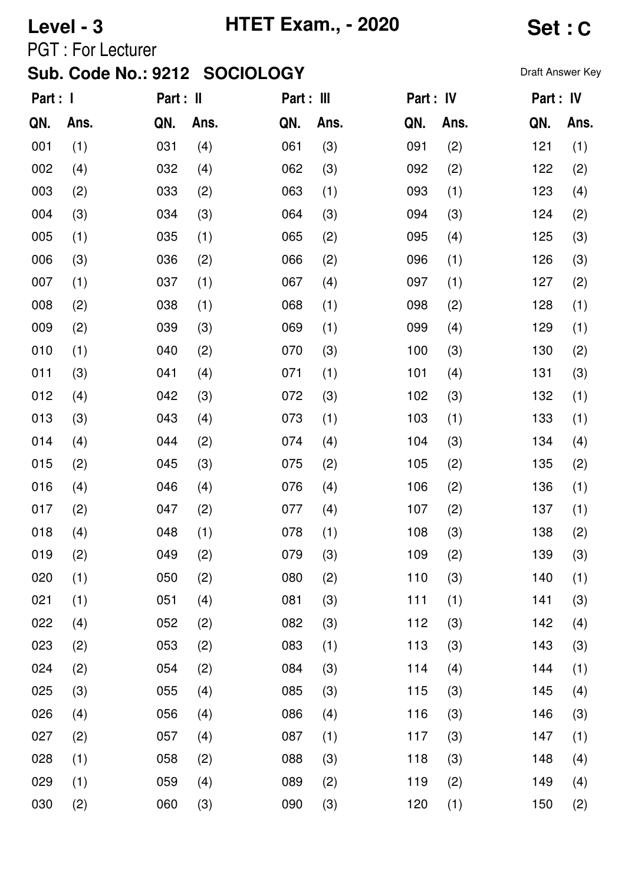**Level - 3** **HTET Exam., - 2020** **Set : C**

PGT : For Lecturer

**Sub. Code No.: 9212 SOCIOLOGY**

Draft Answer Key

| Part : I | | Part : II | | Part : III | | Part : IV | | Part : IV | |
|---|---|---|---|---|---|---|---|---|---|
| QN. | Ans. | QN. | Ans. | QN. | Ans. | QN. | Ans. | QN. | Ans. |
| 001 | (1) | 031 | (4) | 061 | (3) | 091 | (2) | 121 | (1) |
| 002 | (4) | 032 | (4) | 062 | (3) | 092 | (2) | 122 | (2) |
| 003 | (2) | 033 | (2) | 063 | (1) | 093 | (1) | 123 | (4) |
| 004 | (3) | 034 | (3) | 064 | (3) | 094 | (3) | 124 | (2) |
| 005 | (1) | 035 | (1) | 065 | (2) | 095 | (4) | 125 | (3) |
| 006 | (3) | 036 | (2) | 066 | (2) | 096 | (1) | 126 | (3) |
| 007 | (1) | 037 | (1) | 067 | (4) | 097 | (1) | 127 | (2) |
| 008 | (2) | 038 | (1) | 068 | (1) | 098 | (2) | 128 | (1) |
| 009 | (2) | 039 | (3) | 069 | (1) | 099 | (4) | 129 | (1) |
| 010 | (1) | 040 | (2) | 070 | (3) | 100 | (3) | 130 | (2) |
| 011 | (3) | 041 | (4) | 071 | (1) | 101 | (4) | 131 | (3) |
| 012 | (4) | 042 | (3) | 072 | (3) | 102 | (3) | 132 | (1) |
| 013 | (3) | 043 | (4) | 073 | (1) | 103 | (1) | 133 | (1) |
| 014 | (4) | 044 | (2) | 074 | (4) | 104 | (3) | 134 | (4) |
| 015 | (2) | 045 | (3) | 075 | (2) | 105 | (2) | 135 | (2) |
| 016 | (4) | 046 | (4) | 076 | (4) | 106 | (2) | 136 | (1) |
| 017 | (2) | 047 | (2) | 077 | (4) | 107 | (2) | 137 | (1) |
| 018 | (4) | 048 | (1) | 078 | (1) | 108 | (3) | 138 | (2) |
| 019 | (2) | 049 | (2) | 079 | (3) | 109 | (2) | 139 | (3) |
| 020 | (1) | 050 | (2) | 080 | (2) | 110 | (3) | 140 | (1) |
| 021 | (1) | 051 | (4) | 081 | (3) | 111 | (1) | 141 | (3) |
| 022 | (4) | 052 | (2) | 082 | (3) | 112 | (3) | 142 | (4) |
| 023 | (2) | 053 | (2) | 083 | (1) | 113 | (3) | 143 | (3) |
| 024 | (2) | 054 | (2) | 084 | (3) | 114 | (4) | 144 | (1) |
| 025 | (3) | 055 | (4) | 085 | (3) | 115 | (3) | 145 | (4) |
| 026 | (4) | 056 | (4) | 086 | (4) | 116 | (3) | 146 | (3) |
| 027 | (2) | 057 | (4) | 087 | (1) | 117 | (3) | 147 | (1) |
| 028 | (1) | 058 | (2) | 088 | (3) | 118 | (3) | 148 | (4) |
| 029 | (1) | 059 | (4) | 089 | (2) | 119 | (2) | 149 | (4) |
| 030 | (2) | 060 | (3) | 090 | (3) | 120 | (1) | 150 | (2) |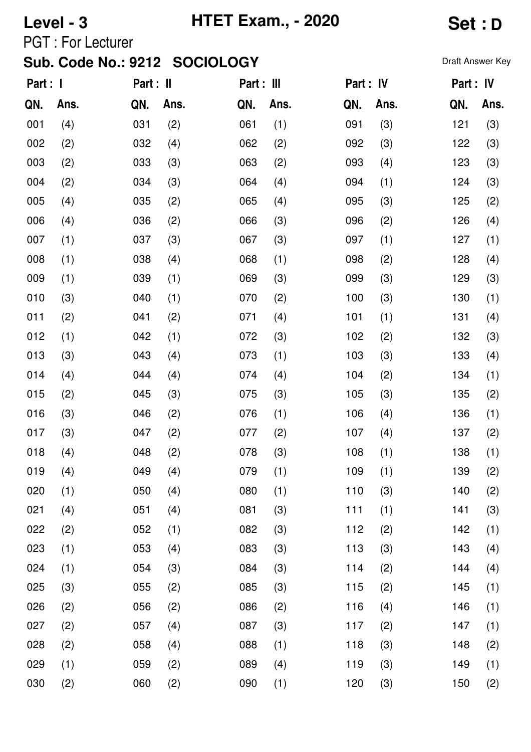**Level - 3** **HTET Exam., - 2020** **Set : D**

PGT : For Lecturer

**Sub. Code No.: 9212 SOCIOLOGY**

Draft Answer Key

| Part : I | | Part : II | | Part : III | | Part : IV | | Part : IV | |
|---|---|---|---|---|---|---|---|---|---|
| **QN.** | **Ans.** | **QN.** | **Ans.** | **QN.** | **Ans.** | **QN.** | **Ans.** | **QN.** | **Ans.** |
| 001 | (4) | 031 | (2) | 061 | (1) | 091 | (3) | 121 | (3) |
| 002 | (2) | 032 | (4) | 062 | (2) | 092 | (3) | 122 | (3) |
| 003 | (2) | 033 | (3) | 063 | (2) | 093 | (4) | 123 | (3) |
| 004 | (2) | 034 | (3) | 064 | (4) | 094 | (1) | 124 | (3) |
| 005 | (4) | 035 | (2) | 065 | (4) | 095 | (3) | 125 | (2) |
| 006 | (4) | 036 | (2) | 066 | (3) | 096 | (2) | 126 | (4) |
| 007 | (1) | 037 | (3) | 067 | (3) | 097 | (1) | 127 | (1) |
| 008 | (1) | 038 | (4) | 068 | (1) | 098 | (2) | 128 | (4) |
| 009 | (1) | 039 | (1) | 069 | (3) | 099 | (3) | 129 | (3) |
| 010 | (3) | 040 | (1) | 070 | (2) | 100 | (3) | 130 | (1) |
| 011 | (2) | 041 | (2) | 071 | (4) | 101 | (1) | 131 | (4) |
| 012 | (1) | 042 | (1) | 072 | (3) | 102 | (2) | 132 | (3) |
| 013 | (3) | 043 | (4) | 073 | (1) | 103 | (3) | 133 | (4) |
| 014 | (4) | 044 | (4) | 074 | (4) | 104 | (2) | 134 | (1) |
| 015 | (2) | 045 | (3) | 075 | (3) | 105 | (3) | 135 | (2) |
| 016 | (3) | 046 | (2) | 076 | (1) | 106 | (4) | 136 | (1) |
| 017 | (3) | 047 | (2) | 077 | (2) | 107 | (4) | 137 | (2) |
| 018 | (4) | 048 | (2) | 078 | (3) | 108 | (1) | 138 | (1) |
| 019 | (4) | 049 | (4) | 079 | (1) | 109 | (1) | 139 | (2) |
| 020 | (1) | 050 | (4) | 080 | (1) | 110 | (3) | 140 | (2) |
| 021 | (4) | 051 | (4) | 081 | (3) | 111 | (1) | 141 | (3) |
| 022 | (2) | 052 | (1) | 082 | (3) | 112 | (2) | 142 | (1) |
| 023 | (1) | 053 | (4) | 083 | (3) | 113 | (3) | 143 | (4) |
| 024 | (1) | 054 | (3) | 084 | (3) | 114 | (2) | 144 | (4) |
| 025 | (3) | 055 | (2) | 085 | (3) | 115 | (2) | 145 | (1) |
| 026 | (2) | 056 | (2) | 086 | (2) | 116 | (4) | 146 | (1) |
| 027 | (2) | 057 | (4) | 087 | (3) | 117 | (2) | 147 | (1) |
| 028 | (2) | 058 | (4) | 088 | (1) | 118 | (3) | 148 | (2) |
| 029 | (1) | 059 | (2) | 089 | (4) | 119 | (3) | 149 | (1) |
| 030 | (2) | 060 | (2) | 090 | (1) | 120 | (3) | 150 | (2) |